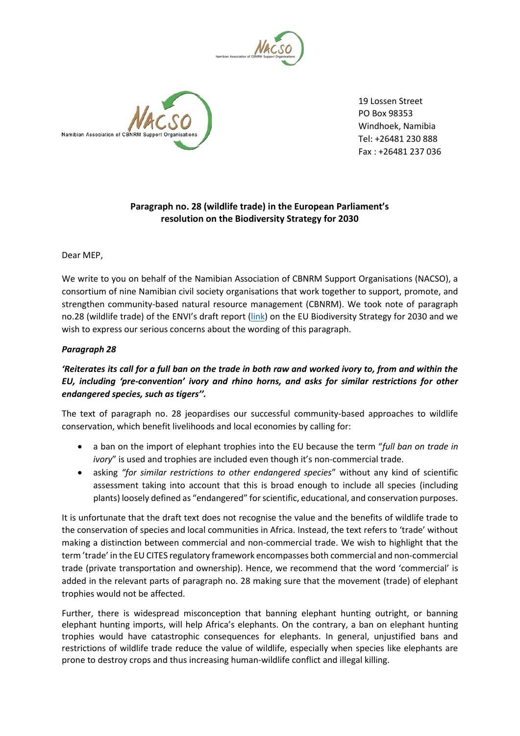19 Lossen Street
PO Box 98353
Windhoek, Namibia
Tel: +26481 230 888
Fax : +26481 237 036

**Paragraph no. 28 (wildlife trade) in the European Parliament's resolution on the Biodiversity Strategy for 2030**

Dear MEP,

We write to you on behalf of the Namibian Association of CBNRM Support Organisations (NACSO), a consortium of nine Namibian civil society organisations that work together to support, promote, and strengthen community-based natural resource management (CBNRM). We took note of paragraph no.28 (wildlife trade) of the ENVI's draft report (link) on the EU Biodiversity Strategy for 2030 and we wish to express our serious concerns about the wording of this paragraph.

***Paragraph 28***

***'Reiterates its call for a full ban on the trade in both raw and worked ivory to, from and within the EU, including 'pre-convention' ivory and rhino horns, and asks for similar restrictions for other endangered species, such as tigers''.***

The text of paragraph no. 28 jeopardises our successful community-based approaches to wildlife conservation, which benefit livelihoods and local economies by calling for:

- a ban on the import of elephant trophies into the EU because the term "*full ban on trade in ivory*" is used and trophies are included even though it's non-commercial trade.
- asking *"for similar restrictions to other endangered species*" without any kind of scientific assessment taking into account that this is broad enough to include all species (including plants) loosely defined as "endangered" for scientific, educational, and conservation purposes.

It is unfortunate that the draft text does not recognise the value and the benefits of wildlife trade to the conservation of species and local communities in Africa. Instead, the text refers to 'trade' without making a distinction between commercial and non-commercial trade. We wish to highlight that the term 'trade' in the EU CITES regulatory framework encompasses both commercial and non-commercial trade (private transportation and ownership). Hence, we recommend that the word 'commercial' is added in the relevant parts of paragraph no. 28 making sure that the movement (trade) of elephant trophies would not be affected.

Further, there is widespread misconception that banning elephant hunting outright, or banning elephant hunting imports, will help Africa's elephants. On the contrary, a ban on elephant hunting trophies would have catastrophic consequences for elephants. In general, unjustified bans and restrictions of wildlife trade reduce the value of wildlife, especially when species like elephants are prone to destroy crops and thus increasing human-wildlife conflict and illegal killing.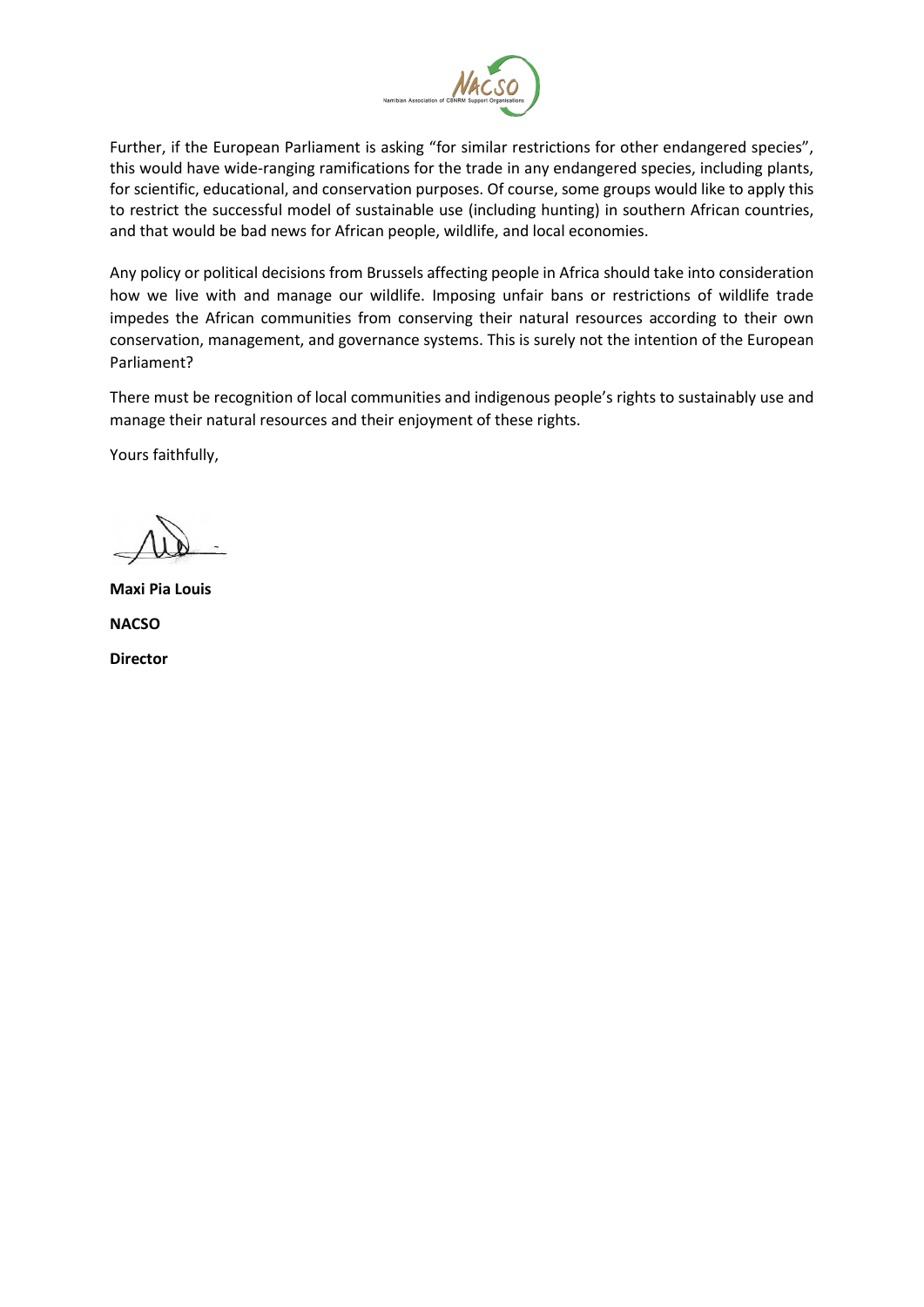Further, if the European Parliament is asking "for similar restrictions for other endangered species", this would have wide-ranging ramifications for the trade in any endangered species, including plants, for scientific, educational, and conservation purposes. Of course, some groups would like to apply this to restrict the successful model of sustainable use (including hunting) in southern African countries, and that would be bad news for African people, wildlife, and local economies.

Any policy or political decisions from Brussels affecting people in Africa should take into consideration how we live with and manage our wildlife. Imposing unfair bans or restrictions of wildlife trade impedes the African communities from conserving their natural resources according to their own conservation, management, and governance systems. This is surely not the intention of the European Parliament?

There must be recognition of local communities and indigenous people's rights to sustainably use and manage their natural resources and their enjoyment of these rights.

Yours faithfully,

**Maxi Pia Louis**

**NACSO**

**Director**